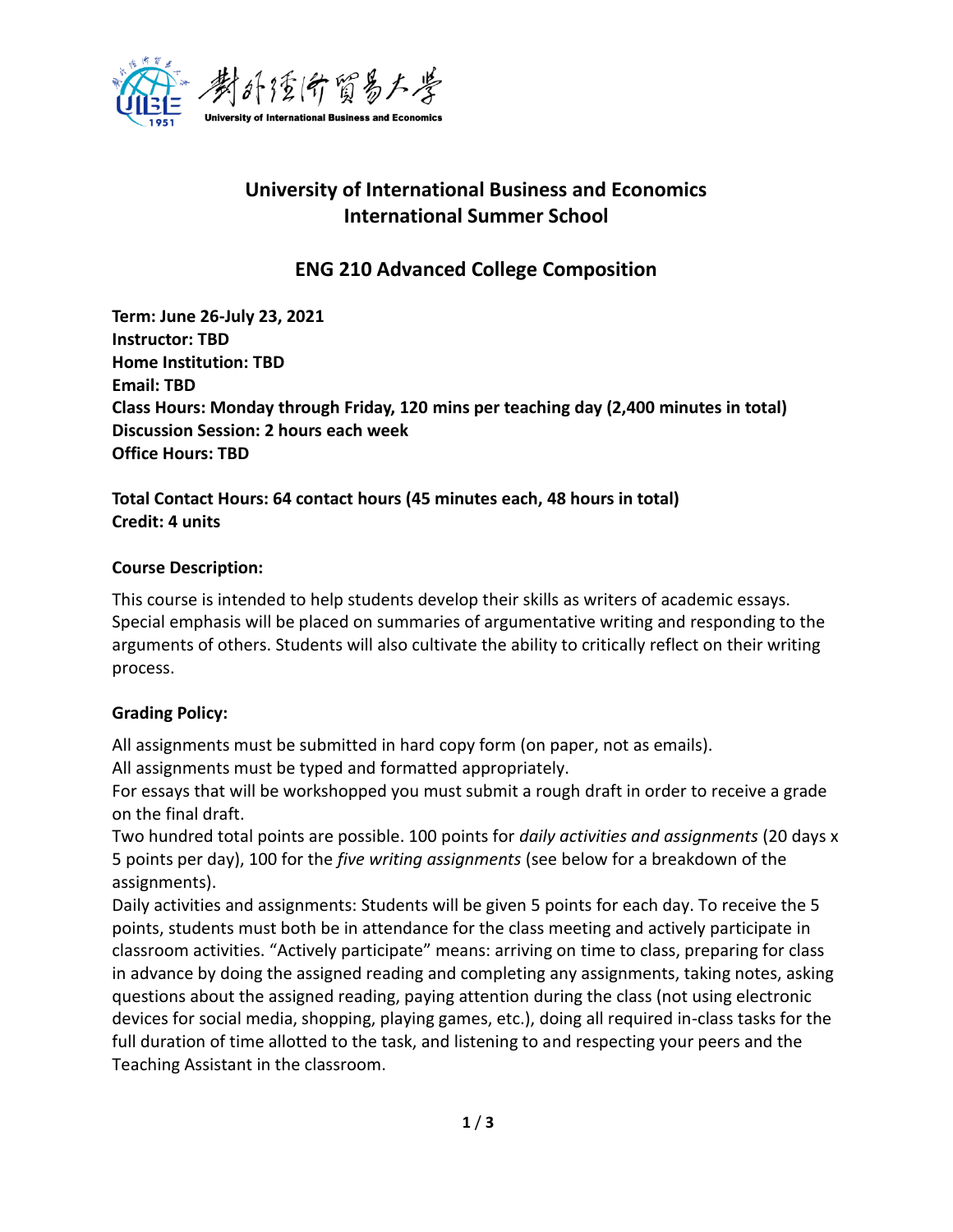# University of International Business and Economics
# International Summer School

## ENG 210 Advanced College Composition

**Term: June 26-July 23, 2021**
**Instructor: TBD**
**Home Institution: TBD**
**Email: TBD**
**Class Hours: Monday through Friday, 120 mins per teaching day (2,400 minutes in total)**
**Discussion Session: 2 hours each week**
**Office Hours: TBD**

**Total Contact Hours: 64 contact hours (45 minutes each, 48 hours in total)**
**Credit: 4 units**

**Course Description:**

This course is intended to help students develop their skills as writers of academic essays. Special emphasis will be placed on summaries of argumentative writing and responding to the arguments of others. Students will also cultivate the ability to critically reflect on their writing process.

**Grading Policy:**

All assignments must be submitted in hard copy form (on paper, not as emails).
All assignments must be typed and formatted appropriately.
For essays that will be workshopped you must submit a rough draft in order to receive a grade on the final draft.
Two hundred total points are possible. 100 points for *daily activities and assignments* (20 days x 5 points per day), 100 for the *five writing assignments* (see below for a breakdown of the assignments).
Daily activities and assignments: Students will be given 5 points for each day. To receive the 5 points, students must both be in attendance for the class meeting and actively participate in classroom activities. "Actively participate" means: arriving on time to class, preparing for class in advance by doing the assigned reading and completing any assignments, taking notes, asking questions about the assigned reading, paying attention during the class (not using electronic devices for social media, shopping, playing games, etc.), doing all required in-class tasks for the full duration of time allotted to the task, and listening to and respecting your peers and the Teaching Assistant in the classroom.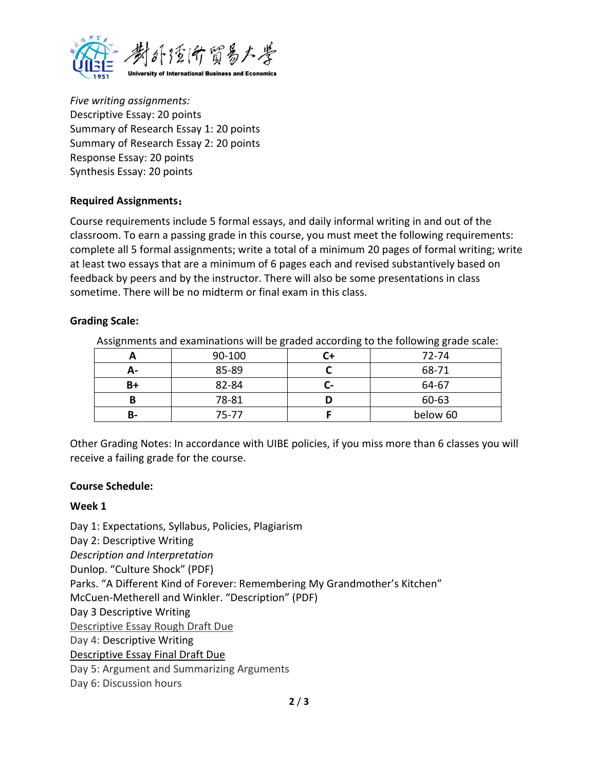*Five writing assignments:*
Descriptive Essay: 20 points
Summary of Research Essay 1: 20 points
Summary of Research Essay 2: 20 points
Response Essay: 20 points
Synthesis Essay: 20 points

**Required Assignments：**

Course requirements include 5 formal essays, and daily informal writing in and out of the classroom. To earn a passing grade in this course, you must meet the following requirements: complete all 5 formal assignments; write a total of a minimum 20 pages of formal writing; write at least two essays that are a minimum of 6 pages each and revised substantively based on feedback by peers and by the instructor. There will also be some presentations in class sometime. There will be no midterm or final exam in this class.

**Grading Scale:**

Assignments and examinations will be graded according to the following grade scale:

| **A** | 90-100 | **C+** | 72-74 |
|---|---|---|---|
| **A-** | 85-89 | **C** | 68-71 |
| **B+** | 82-84 | **C-** | 64-67 |
| **B** | 78-81 | **D** | 60-63 |
| **B-** | 75-77 | **F** | below 60 |

Other Grading Notes: In accordance with UIBE policies, if you miss more than 6 classes you will receive a failing grade for the course.

**Course Schedule:**

**Week 1**

Day 1: Expectations, Syllabus, Policies, Plagiarism
Day 2: Descriptive Writing
*Description and Interpretation*
Dunlop. "Culture Shock" (PDF)
Parks. "A Different Kind of Forever: Remembering My Grandmother's Kitchen"
McCuen-Metherell and Winkler. "Description" (PDF)
Day 3 Descriptive Writing
Descriptive Essay Rough Draft Due
Day 4: Descriptive Writing
Descriptive Essay Final Draft Due
Day 5: Argument and Summarizing Arguments
Day 6: Discussion hours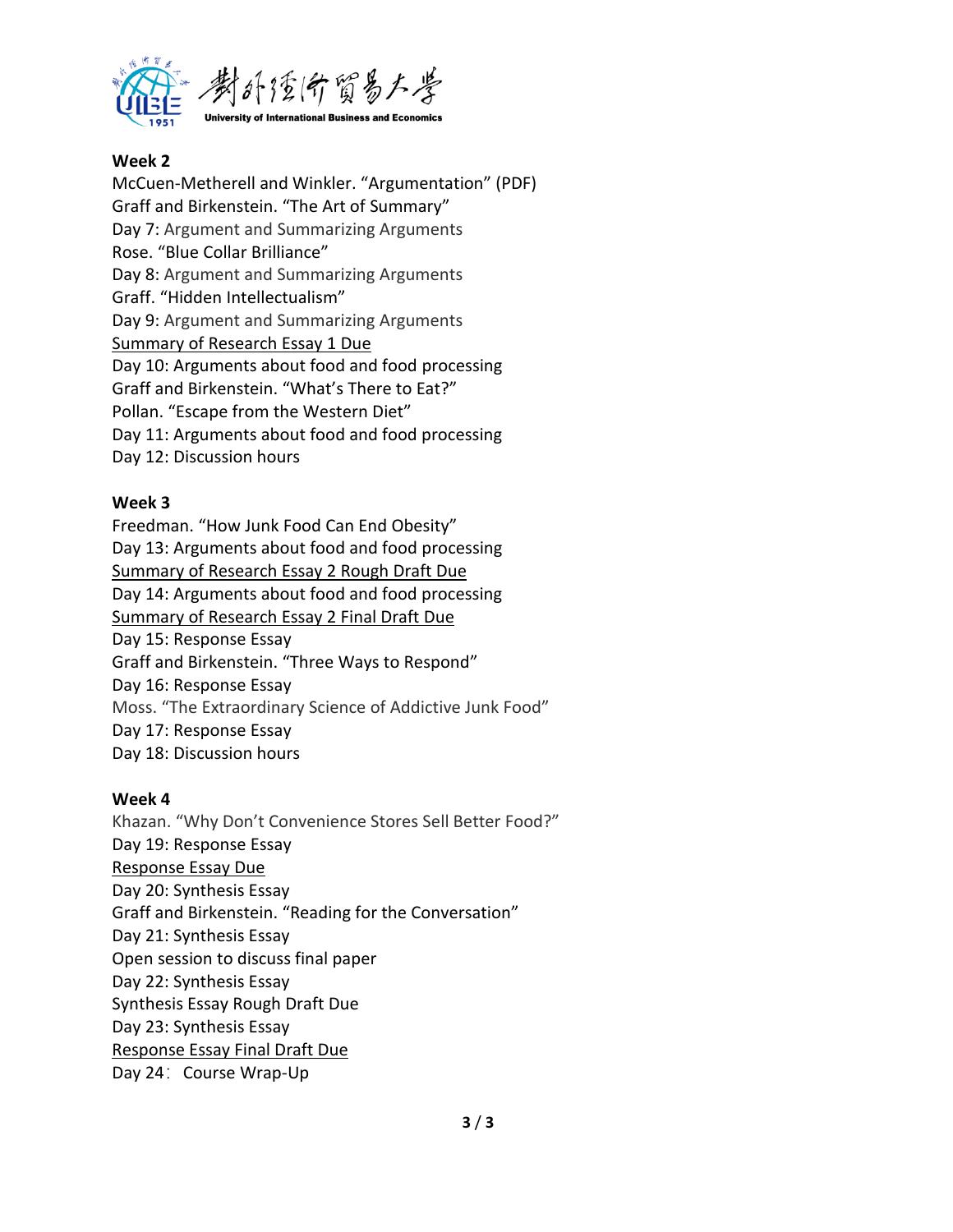**Week 2**

McCuen-Metherell and Winkler. "Argumentation" (PDF)
Graff and Birkenstein. "The Art of Summary"
Day 7: Argument and Summarizing Arguments
Rose. "Blue Collar Brilliance"
Day 8: Argument and Summarizing Arguments
Graff. "Hidden Intellectualism"
Day 9: Argument and Summarizing Arguments
Summary of Research Essay 1 Due
Day 10: Arguments about food and food processing
Graff and Birkenstein. "What's There to Eat?"
Pollan. "Escape from the Western Diet"
Day 11: Arguments about food and food processing
Day 12: Discussion hours

**Week 3**

Freedman. "How Junk Food Can End Obesity"
Day 13: Arguments about food and food processing
Summary of Research Essay 2 Rough Draft Due
Day 14: Arguments about food and food processing
Summary of Research Essay 2 Final Draft Due
Day 15: Response Essay
Graff and Birkenstein. "Three Ways to Respond"
Day 16: Response Essay
Moss. "The Extraordinary Science of Addictive Junk Food"
Day 17: Response Essay
Day 18: Discussion hours

**Week 4**

Khazan. "Why Don't Convenience Stores Sell Better Food?"
Day 19: Response Essay
Response Essay Due
Day 20: Synthesis Essay
Graff and Birkenstein. "Reading for the Conversation"
Day 21: Synthesis Essay
Open session to discuss final paper
Day 22: Synthesis Essay
Synthesis Essay Rough Draft Due
Day 23: Synthesis Essay
Response Essay Final Draft Due
Day 24： Course Wrap-Up